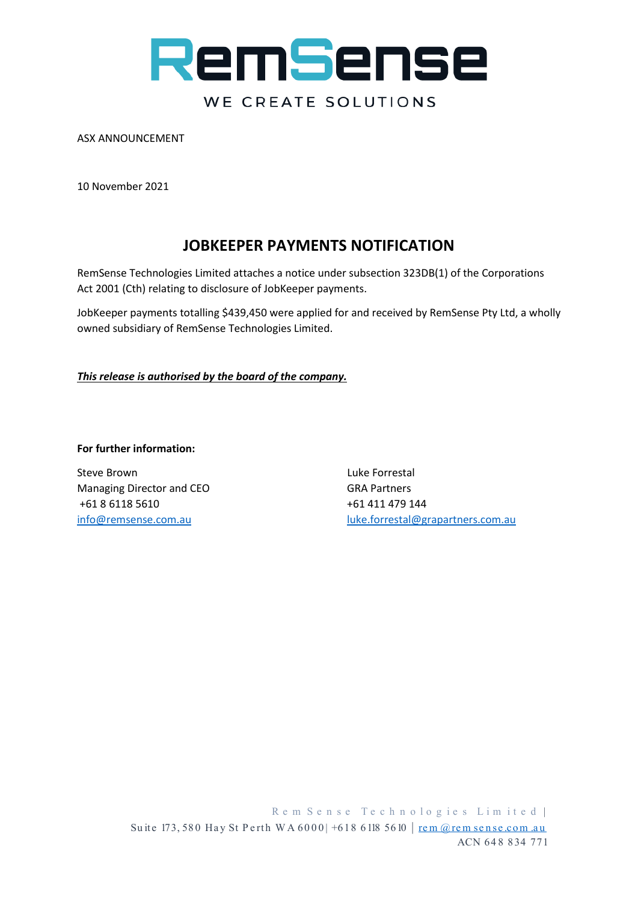RemSense

WE CREATE SOLUTIONS

ASX ANNOUNCEMENT

10 November 2021

# JOBKEEPER PAYMENTS NOTIFICATION

RemSense Technologies Limited attaches a notice under subsection 323DB(1) of the Corporations Act 2001 (Cth) relating to disclosure of JobKeeper payments.

JobKeeper payments totalling $439,450 were applied for and received by RemSense Pty Ltd, a wholly owned subsidiary of RemSense Technologies Limited.

***This release is authorised by the board of the company.***

**For further information:**

Steve Brown
Managing Director and CEO
+61 8 6118 5610
info@remsense.com.au

Luke Forrestal
GRA Partners
+61 411 479 144
luke.forrestal@grapartners.com.au

RemSense Technologies Limited |
Suite 173, 580 Hay St Perth WA 6000| +618 6118 5610 | rem@remsense.com.au
ACN 648 834 771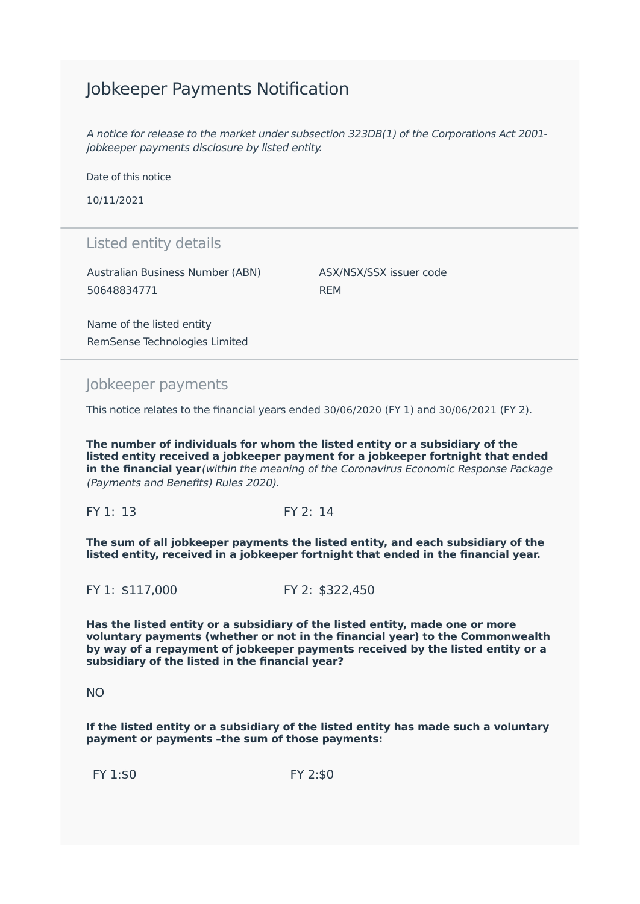# Jobkeeper Payments Notification

*A notice for release to the market under subsection 323DB(1) of the Corporations Act 2001-jobkeeper payments disclosure by listed entity.*

Date of this notice

10/11/2021

## Listed entity details

Australian Business Number (ABN)

50648834771

ASX/NSX/SSX issuer code

REM

Name of the listed entity

RemSense Technologies Limited

## Jobkeeper payments

This notice relates to the financial years ended 30/06/2020 (FY 1) and 30/06/2021 (FY 2).

**The number of individuals for whom the listed entity or a subsidiary of the listed entity received a jobkeeper payment for a jobkeeper fortnight that ended in the financial year***(within the meaning of the Coronavirus Economic Response Package (Payments and Benefits) Rules 2020).*

FY 1: 13 FY 2: 14

**The sum of all jobkeeper payments the listed entity, and each subsidiary of the listed entity, received in a jobkeeper fortnight that ended in the financial year.**

FY 1: $117,000 FY 2: $322,450

**Has the listed entity or a subsidiary of the listed entity, made one or more voluntary payments (whether or not in the financial year) to the Commonwealth by way of a repayment of jobkeeper payments received by the listed entity or a subsidiary of the listed in the financial year?**

NO

**If the listed entity or a subsidiary of the listed entity has made such a voluntary payment or payments –the sum of those payments:**

FY 1:$0 FY 2:$0